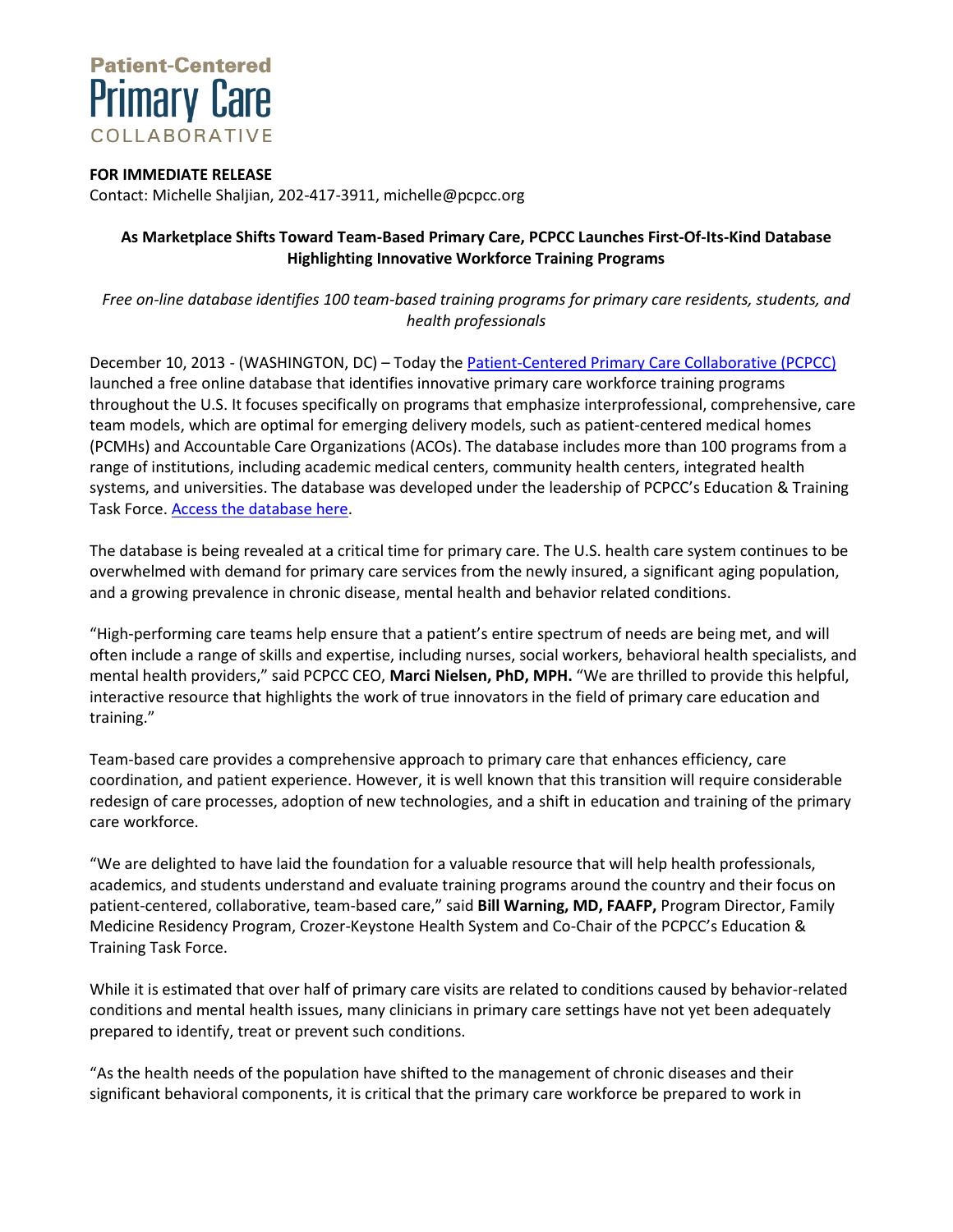Patient-Centered
# Primary Care
COLLABORATIVE

**FOR IMMEDIATE RELEASE**
Contact: Michelle Shaljian, 202-417-3911, michelle@pcpcc.org

## As Marketplace Shifts Toward Team-Based Primary Care, PCPCC Launches First-Of-Its-Kind Database Highlighting Innovative Workforce Training Programs

*Free on-line database identifies 100 team-based training programs for primary care residents, students, and health professionals*

December 10, 2013 - (WASHINGTON, DC) – Today the [Patient-Centered Primary Care Collaborative (PCPCC)] launched a free online database that identifies innovative primary care workforce training programs throughout the U.S. It focuses specifically on programs that emphasize interprofessional, comprehensive, care team models, which are optimal for emerging delivery models, such as patient-centered medical homes (PCMHs) and Accountable Care Organizations (ACOs). The database includes more than 100 programs from a range of institutions, including academic medical centers, community health centers, integrated health systems, and universities. The database was developed under the leadership of PCPCC's Education & Training Task Force. [Access the database here].

The database is being revealed at a critical time for primary care. The U.S. health care system continues to be overwhelmed with demand for primary care services from the newly insured, a significant aging population, and a growing prevalence in chronic disease, mental health and behavior related conditions.

"High-performing care teams help ensure that a patient's entire spectrum of needs are being met, and will often include a range of skills and expertise, including nurses, social workers, behavioral health specialists, and mental health providers," said PCPCC CEO, **Marci Nielsen, PhD, MPH.** "We are thrilled to provide this helpful, interactive resource that highlights the work of true innovators in the field of primary care education and training."

Team-based care provides a comprehensive approach to primary care that enhances efficiency, care coordination, and patient experience. However, it is well known that this transition will require considerable redesign of care processes, adoption of new technologies, and a shift in education and training of the primary care workforce.

"We are delighted to have laid the foundation for a valuable resource that will help health professionals, academics, and students understand and evaluate training programs around the country and their focus on patient-centered, collaborative, team-based care," said **Bill Warning, MD, FAAFP,** Program Director, Family Medicine Residency Program, Crozer-Keystone Health System and Co-Chair of the PCPCC's Education & Training Task Force.

While it is estimated that over half of primary care visits are related to conditions caused by behavior-related conditions and mental health issues, many clinicians in primary care settings have not yet been adequately prepared to identify, treat or prevent such conditions.

"As the health needs of the population have shifted to the management of chronic diseases and their significant behavioral components, it is critical that the primary care workforce be prepared to work in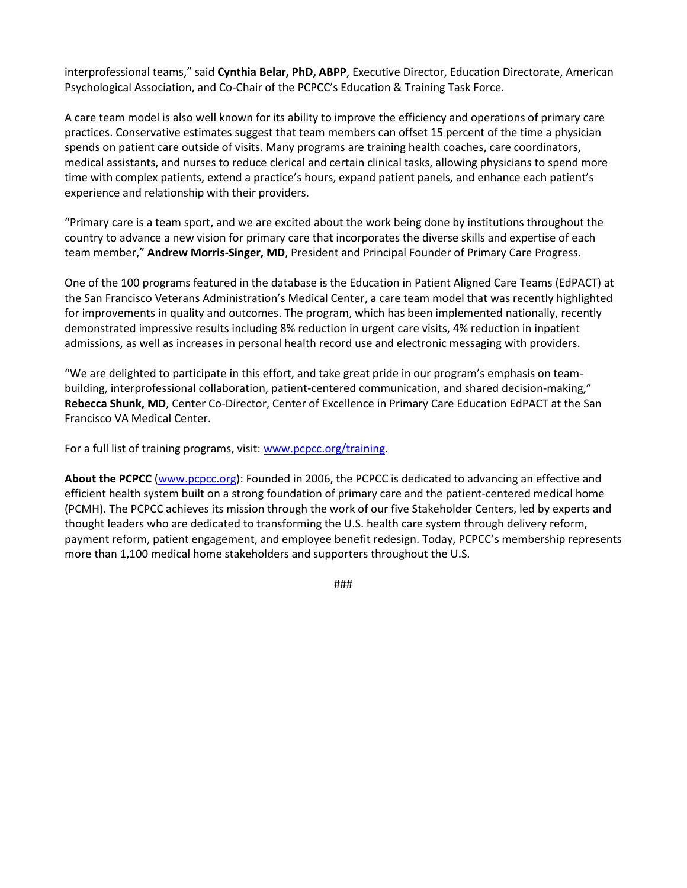interprofessional teams," said **Cynthia Belar, PhD, ABPP**, Executive Director, Education Directorate, American Psychological Association, and Co-Chair of the PCPCC's Education & Training Task Force.

A care team model is also well known for its ability to improve the efficiency and operations of primary care practices. Conservative estimates suggest that team members can offset 15 percent of the time a physician spends on patient care outside of visits. Many programs are training health coaches, care coordinators, medical assistants, and nurses to reduce clerical and certain clinical tasks, allowing physicians to spend more time with complex patients, extend a practice's hours, expand patient panels, and enhance each patient's experience and relationship with their providers.

"Primary care is a team sport, and we are excited about the work being done by institutions throughout the country to advance a new vision for primary care that incorporates the diverse skills and expertise of each team member," **Andrew Morris-Singer, MD**, President and Principal Founder of Primary Care Progress.

One of the 100 programs featured in the database is the Education in Patient Aligned Care Teams (EdPACT) at the San Francisco Veterans Administration's Medical Center, a care team model that was recently highlighted for improvements in quality and outcomes. The program, which has been implemented nationally, recently demonstrated impressive results including 8% reduction in urgent care visits, 4% reduction in inpatient admissions, as well as increases in personal health record use and electronic messaging with providers.

"We are delighted to participate in this effort, and take great pride in our program's emphasis on team-building, interprofessional collaboration, patient-centered communication, and shared decision-making," **Rebecca Shunk, MD**, Center Co-Director, Center of Excellence in Primary Care Education EdPACT at the San Francisco VA Medical Center.

For a full list of training programs, visit: [www.pcpcc.org/training](www.pcpcc.org/training).

**About the PCPCC** ([www.pcpcc.org](www.pcpcc.org)): Founded in 2006, the PCPCC is dedicated to advancing an effective and efficient health system built on a strong foundation of primary care and the patient-centered medical home (PCMH). The PCPCC achieves its mission through the work of our five Stakeholder Centers, led by experts and thought leaders who are dedicated to transforming the U.S. health care system through delivery reform, payment reform, patient engagement, and employee benefit redesign. Today, PCPCC's membership represents more than 1,100 medical home stakeholders and supporters throughout the U.S.

###